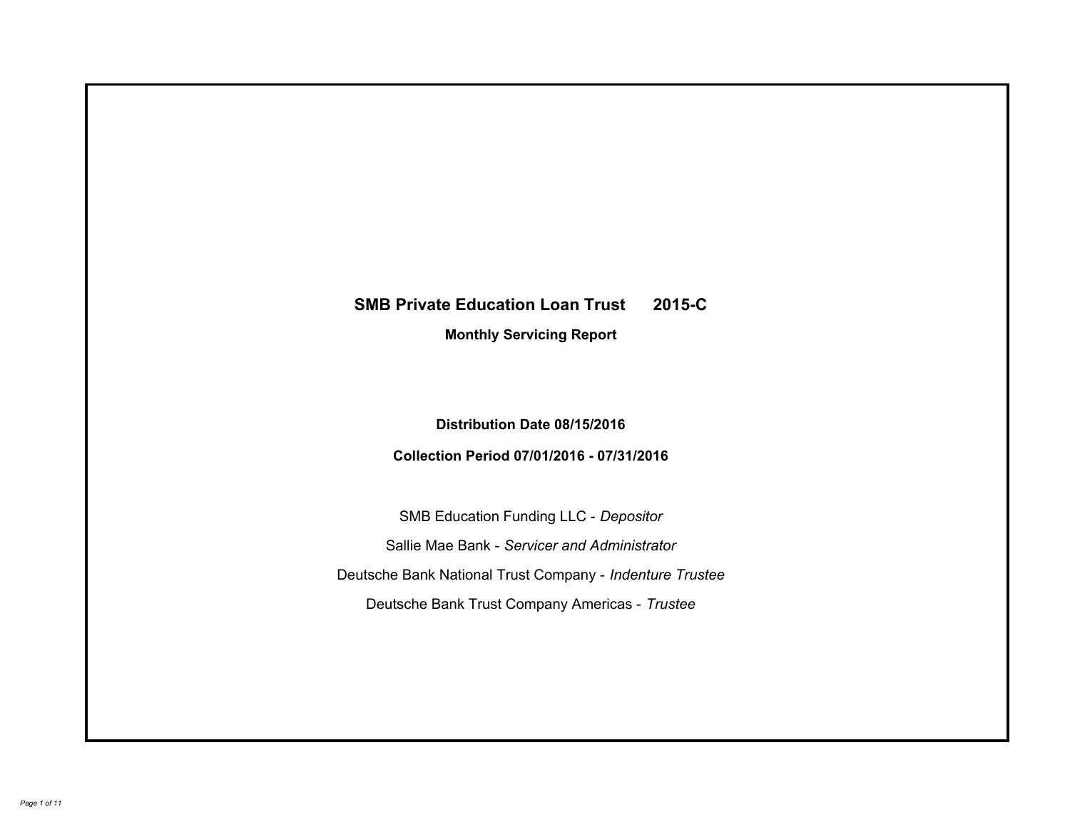# SMB Private Education Loan Trust 2015-C

**Monthly Servicing Report**

**Distribution Date 08/15/2016**

**Collection Period 07/01/2016 - 07/31/2016**

SMB Education Funding LLC - *Depositor*

Sallie Mae Bank - *Servicer and Administrator*

Deutsche Bank National Trust Company - *Indenture Trustee*

Deutsche Bank Trust Company Americas - *Trustee*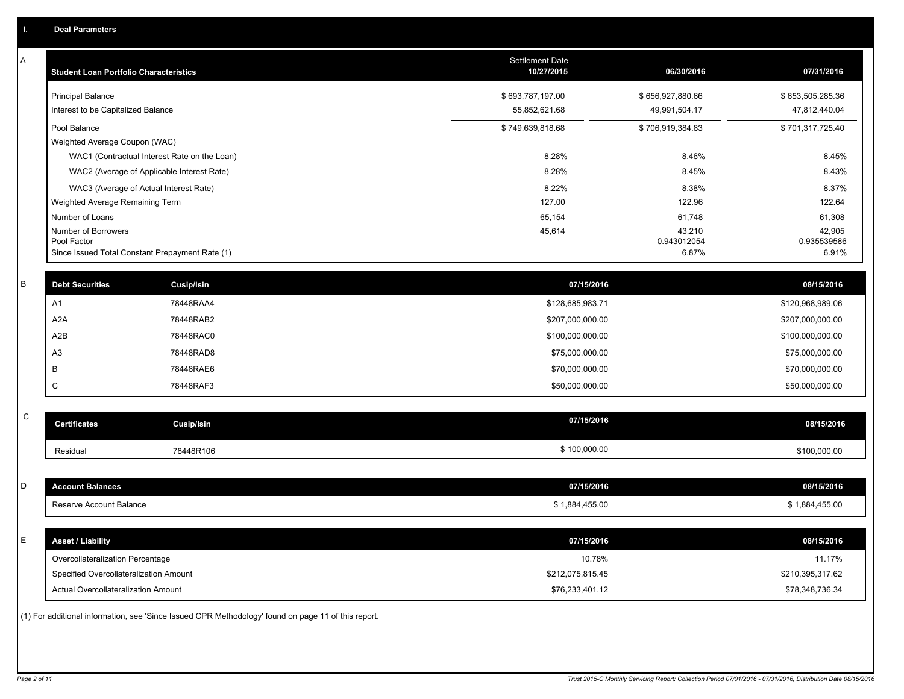## I. Deal Parameters

### A

| Student Loan Portfolio Characteristics | Settlement Date 10/27/2015 | 06/30/2016 | 07/31/2016 |
|---|---|---|---|
| Principal Balance | $ 693,787,197.00 | $ 656,927,880.66 | $ 653,505,285.36 |
| Interest to be Capitalized Balance | 55,852,621.68 | 49,991,504.17 | 47,812,440.04 |
| Pool Balance | $ 749,639,818.68 | $ 706,919,384.83 | $ 701,317,725.40 |
| Weighted Average Coupon (WAC) | | | |
| WAC1 (Contractual Interest Rate on the Loan) | 8.28% | 8.46% | 8.45% |
| WAC2 (Average of Applicable Interest Rate) | 8.28% | 8.45% | 8.43% |
| WAC3 (Average of Actual Interest Rate) | 8.22% | 8.38% | 8.37% |
| Weighted Average Remaining Term | 127.00 | 122.96 | 122.64 |
| Number of Loans | 65,154 | 61,748 | 61,308 |
| Number of Borrowers | 45,614 | 43,210 | 42,905 |
| Pool Factor | | 0.943012054 | 0.935539586 |
| Since Issued Total Constant Prepayment Rate (1) | | 6.87% | 6.91% |

### B

| Debt Securities | Cusip/Isin | 07/15/2016 | 08/15/2016 |
|---|---|---|---|
| A1 | 78448RAA4 | $128,685,983.71 | $120,968,989.06 |
| A2A | 78448RAB2 | $207,000,000.00 | $207,000,000.00 |
| A2B | 78448RAC0 | $100,000,000.00 | $100,000,000.00 |
| A3 | 78448RAD8 | $75,000,000.00 | $75,000,000.00 |
| B | 78448RAE6 | $70,000,000.00 | $70,000,000.00 |
| C | 78448RAF3 | $50,000,000.00 | $50,000,000.00 |

### C

| Certificates | Cusip/Isin | 07/15/2016 | 08/15/2016 |
|---|---|---|---|
| Residual | 78448R106 | $ 100,000.00 | $100,000.00 |

### D

| Account Balances | 07/15/2016 | 08/15/2016 |
|---|---|---|
| Reserve Account Balance | $ 1,884,455.00 | $ 1,884,455.00 |

### E

| Asset / Liability | 07/15/2016 | 08/15/2016 |
|---|---|---|
| Overcollateralization Percentage | 10.78% | 11.17% |
| Specified Overcollateralization Amount | $212,075,815.45 | $210,395,317.62 |
| Actual Overcollateralization Amount | $76,233,401.12 | $78,348,736.34 |

(1) For additional information, see 'Since Issued CPR Methodology' found on page 11 of this report.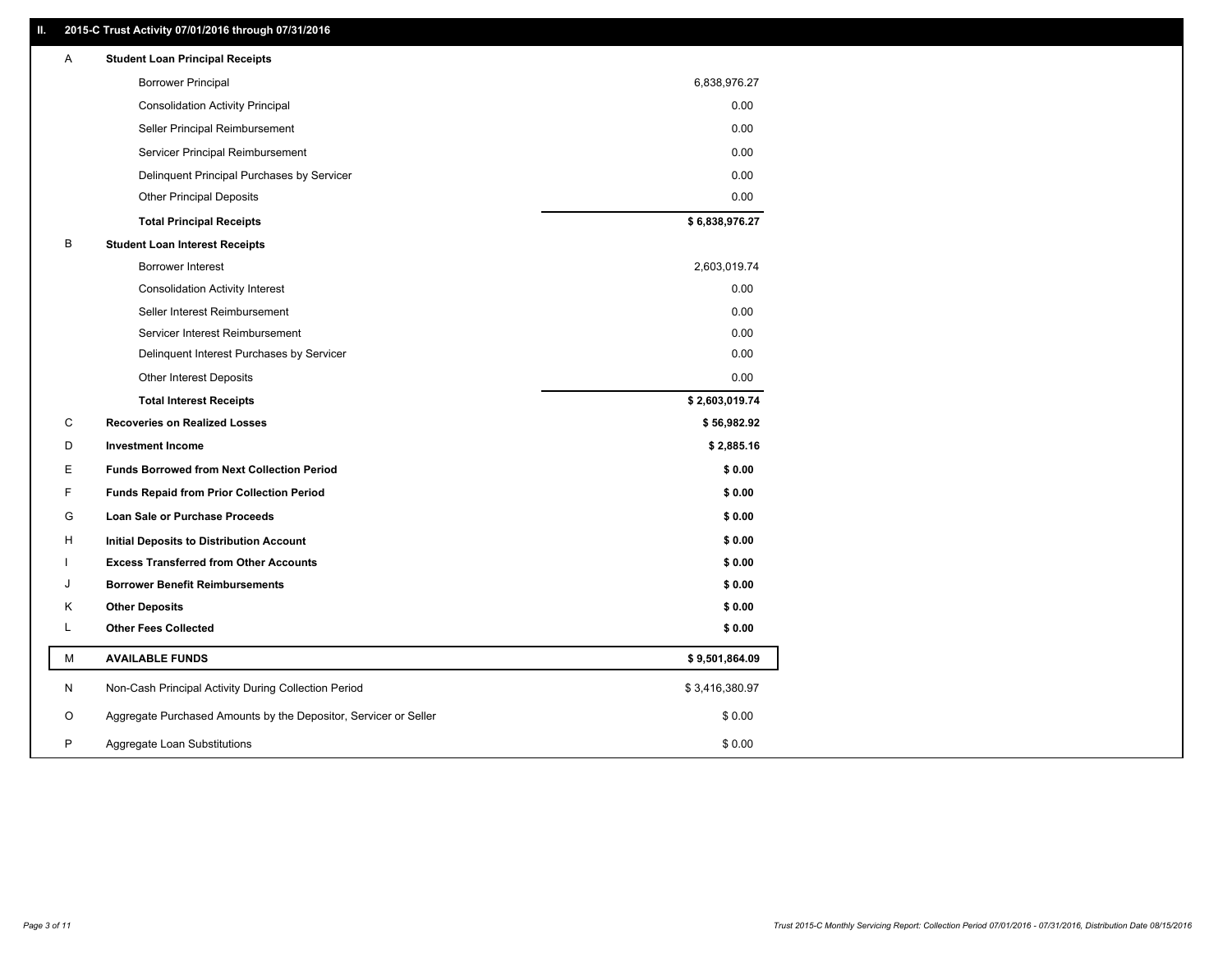## II. 2015-C Trust Activity 07/01/2016 through 07/31/2016

| | | |
|---|---|---|
| A | **Student Loan Principal Receipts** | |
| | Borrower Principal | 6,838,976.27 |
| | Consolidation Activity Principal | 0.00 |
| | Seller Principal Reimbursement | 0.00 |
| | Servicer Principal Reimbursement | 0.00 |
| | Delinquent Principal Purchases by Servicer | 0.00 |
| | Other Principal Deposits | 0.00 |
| | **Total Principal Receipts** | **$ 6,838,976.27** |
| B | **Student Loan Interest Receipts** | |
| | Borrower Interest | 2,603,019.74 |
| | Consolidation Activity Interest | 0.00 |
| | Seller Interest Reimbursement | 0.00 |
| | Servicer Interest Reimbursement | 0.00 |
| | Delinquent Interest Purchases by Servicer | 0.00 |
| | Other Interest Deposits | 0.00 |
| | **Total Interest Receipts** | **$ 2,603,019.74** |
| C | **Recoveries on Realized Losses** | **$ 56,982.92** |
| D | **Investment Income** | **$ 2,885.16** |
| E | **Funds Borrowed from Next Collection Period** | **$ 0.00** |
| F | **Funds Repaid from Prior Collection Period** | **$ 0.00** |
| G | **Loan Sale or Purchase Proceeds** | **$ 0.00** |
| H | **Initial Deposits to Distribution Account** | **$ 0.00** |
| I | **Excess Transferred from Other Accounts** | **$ 0.00** |
| J | **Borrower Benefit Reimbursements** | **$ 0.00** |
| K | **Other Deposits** | **$ 0.00** |
| L | **Other Fees Collected** | **$ 0.00** |
| M | **AVAILABLE FUNDS** | **$ 9,501,864.09** |
| N | Non-Cash Principal Activity During Collection Period | $ 3,416,380.97 |
| O | Aggregate Purchased Amounts by the Depositor, Servicer or Seller | $ 0.00 |
| P | Aggregate Loan Substitutions | $ 0.00 |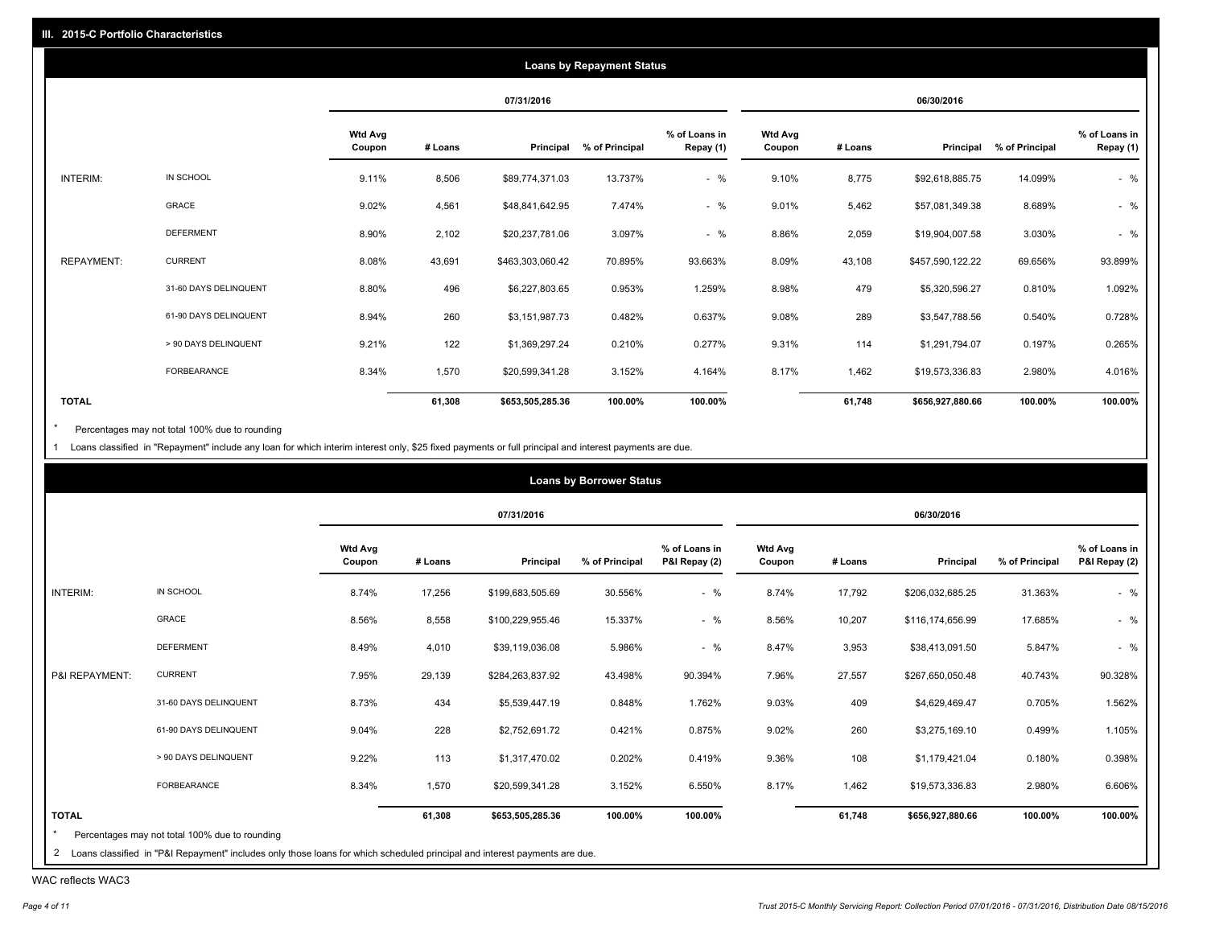## III. 2015-C Portfolio Characteristics

### Loans by Repayment Status

| | | 07/31/2016 | | | | | 06/30/2016 | | | | |
|---|---|---|---|---|---|---|---|---|---|---|---|
| | | Wtd Avg Coupon | # Loans | Principal | % of Principal | % of Loans in Repay (1) | Wtd Avg Coupon | # Loans | Principal | % of Principal | % of Loans in Repay (1) |
| INTERIM: | IN SCHOOL | 9.11% | 8,506 | $89,774,371.03 | 13.737% | - % | 9.10% | 8,775 | $92,618,885.75 | 14.099% | - % |
| | GRACE | 9.02% | 4,561 | $48,841,642.95 | 7.474% | - % | 9.01% | 5,462 | $57,081,349.38 | 8.689% | - % |
| | DEFERMENT | 8.90% | 2,102 | $20,237,781.06 | 3.097% | - % | 8.86% | 2,059 | $19,904,007.58 | 3.030% | - % |
| REPAYMENT: | CURRENT | 8.08% | 43,691 | $463,303,060.42 | 70.895% | 93.663% | 8.09% | 43,108 | $457,590,122.22 | 69.656% | 93.899% |
| | 31-60 DAYS DELINQUENT | 8.80% | 496 | $6,227,803.65 | 0.953% | 1.259% | 8.98% | 479 | $5,320,596.27 | 0.810% | 1.092% |
| | 61-90 DAYS DELINQUENT | 8.94% | 260 | $3,151,987.73 | 0.482% | 0.637% | 9.08% | 289 | $3,547,788.56 | 0.540% | 0.728% |
| | > 90 DAYS DELINQUENT | 9.21% | 122 | $1,369,297.24 | 0.210% | 0.277% | 9.31% | 114 | $1,291,794.07 | 0.197% | 0.265% |
| | FORBEARANCE | 8.34% | 1,570 | $20,599,341.28 | 3.152% | 4.164% | 8.17% | 1,462 | $19,573,336.83 | 2.980% | 4.016% |
| **TOTAL** | | | **61,308** | **$653,505,285.36** | **100.00%** | **100.00%** | | **61,748** | **$656,927,880.66** | **100.00%** | **100.00%** |

\* Percentages may not total 100% due to rounding

1 Loans classified in "Repayment" include any loan for which interim interest only, $25 fixed payments or full principal and interest payments are due.

### Loans by Borrower Status

| | | 07/31/2016 | | | | | 06/30/2016 | | | | |
|---|---|---|---|---|---|---|---|---|---|---|---|
| | | Wtd Avg Coupon | # Loans | Principal | % of Principal | % of Loans in P&I Repay (2) | Wtd Avg Coupon | # Loans | Principal | % of Principal | % of Loans in P&I Repay (2) |
| INTERIM: | IN SCHOOL | 8.74% | 17,256 | $199,683,505.69 | 30.556% | - % | 8.74% | 17,792 | $206,032,685.25 | 31.363% | - % |
| | GRACE | 8.56% | 8,558 | $100,229,955.46 | 15.337% | - % | 8.56% | 10,207 | $116,174,656.99 | 17.685% | - % |
| | DEFERMENT | 8.49% | 4,010 | $39,119,036.08 | 5.986% | - % | 8.47% | 3,953 | $38,413,091.50 | 5.847% | - % |
| P&I REPAYMENT: | CURRENT | 7.95% | 29,139 | $284,263,837.92 | 43.498% | 90.394% | 7.96% | 27,557 | $267,650,050.48 | 40.743% | 90.328% |
| | 31-60 DAYS DELINQUENT | 8.73% | 434 | $5,539,447.19 | 0.848% | 1.762% | 9.03% | 409 | $4,629,469.47 | 0.705% | 1.562% |
| | 61-90 DAYS DELINQUENT | 9.04% | 228 | $2,752,691.72 | 0.421% | 0.875% | 9.02% | 260 | $3,275,169.10 | 0.499% | 1.105% |
| | > 90 DAYS DELINQUENT | 9.22% | 113 | $1,317,470.02 | 0.202% | 0.419% | 9.36% | 108 | $1,179,421.04 | 0.180% | 0.398% |
| | FORBEARANCE | 8.34% | 1,570 | $20,599,341.28 | 3.152% | 6.550% | 8.17% | 1,462 | $19,573,336.83 | 2.980% | 6.606% |
| **TOTAL** | | | **61,308** | **$653,505,285.36** | **100.00%** | **100.00%** | | **61,748** | **$656,927,880.66** | **100.00%** | **100.00%** |

\* Percentages may not total 100% due to rounding

2 Loans classified in "P&I Repayment" includes only those loans for which scheduled principal and interest payments are due.

WAC reflects WAC3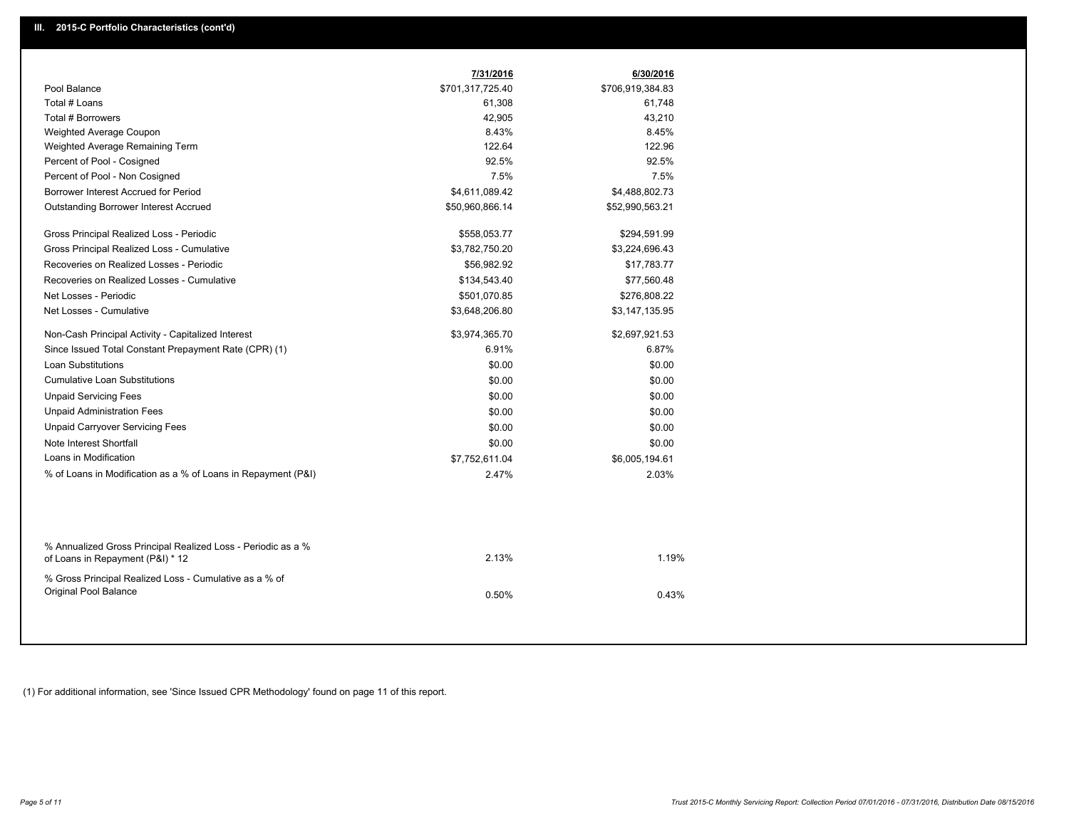## III. 2015-C Portfolio Characteristics (cont'd)

| | 7/31/2016 | 6/30/2016 |
|---|---|---|
| Pool Balance | $701,317,725.40 | $706,919,384.83 |
| Total # Loans | 61,308 | 61,748 |
| Total # Borrowers | 42,905 | 43,210 |
| Weighted Average Coupon | 8.43% | 8.45% |
| Weighted Average Remaining Term | 122.64 | 122.96 |
| Percent of Pool - Cosigned | 92.5% | 92.5% |
| Percent of Pool - Non Cosigned | 7.5% | 7.5% |
| Borrower Interest Accrued for Period | $4,611,089.42 | $4,488,802.73 |
| Outstanding Borrower Interest Accrued | $50,960,866.14 | $52,990,563.21 |
| Gross Principal Realized Loss - Periodic | $558,053.77 | $294,591.99 |
| Gross Principal Realized Loss - Cumulative | $3,782,750.20 | $3,224,696.43 |
| Recoveries on Realized Losses - Periodic | $56,982.92 | $17,783.77 |
| Recoveries on Realized Losses - Cumulative | $134,543.40 | $77,560.48 |
| Net Losses - Periodic | $501,070.85 | $276,808.22 |
| Net Losses - Cumulative | $3,648,206.80 | $3,147,135.95 |
| Non-Cash Principal Activity - Capitalized Interest | $3,974,365.70 | $2,697,921.53 |
| Since Issued Total Constant Prepayment Rate (CPR) (1) | 6.91% | 6.87% |
| Loan Substitutions | $0.00 | $0.00 |
| Cumulative Loan Substitutions | $0.00 | $0.00 |
| Unpaid Servicing Fees | $0.00 | $0.00 |
| Unpaid Administration Fees | $0.00 | $0.00 |
| Unpaid Carryover Servicing Fees | $0.00 | $0.00 |
| Note Interest Shortfall | $0.00 | $0.00 |
| Loans in Modification | $7,752,611.04 | $6,005,194.61 |
| % of Loans in Modification as a % of Loans in Repayment (P&I) | 2.47% | 2.03% |
| % Annualized Gross Principal Realized Loss - Periodic as a % of Loans in Repayment (P&I) * 12 | 2.13% | 1.19% |
| % Gross Principal Realized Loss - Cumulative as a % of Original Pool Balance | 0.50% | 0.43% |

(1) For additional information, see 'Since Issued CPR Methodology' found on page 11 of this report.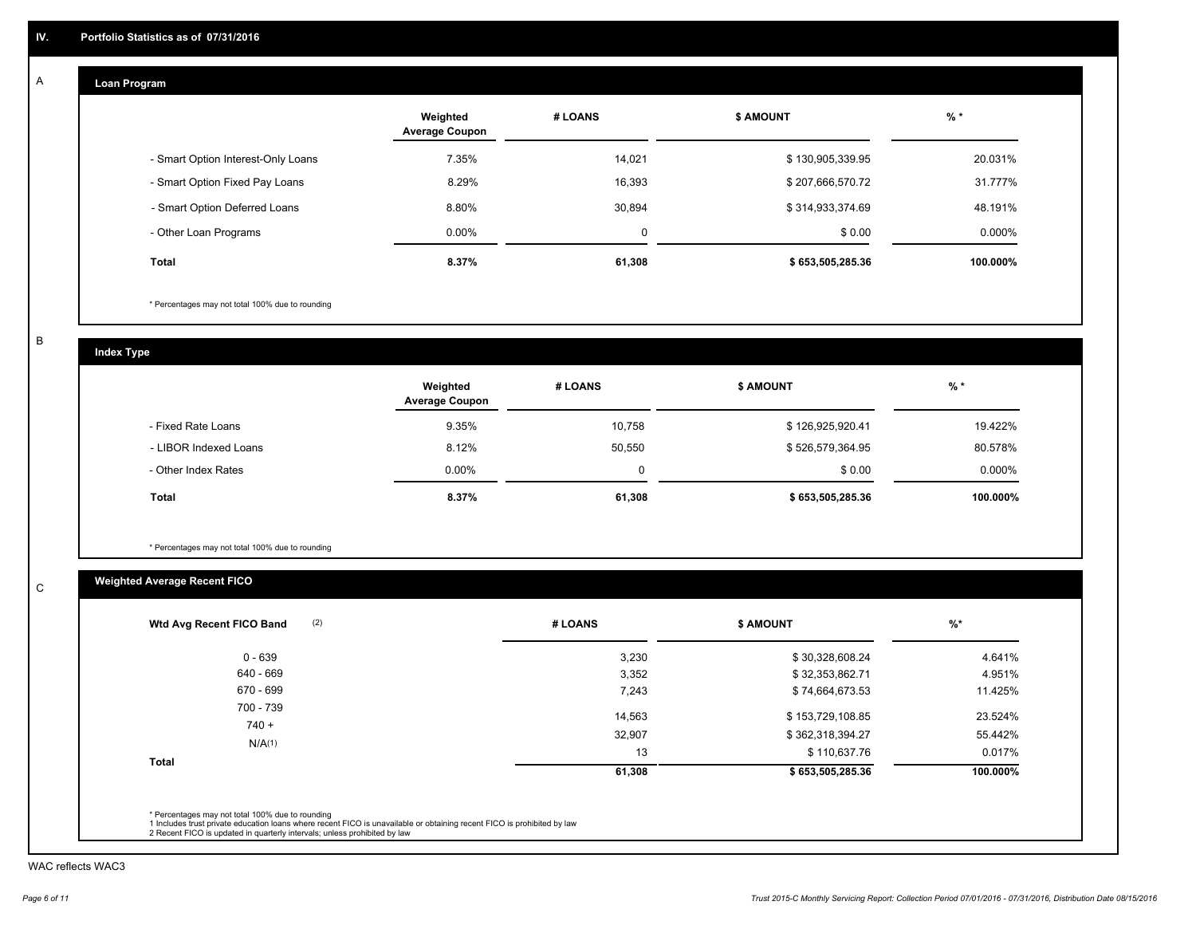## IV. Portfolio Statistics as of 07/31/2016

### A. Loan Program

| | Weighted Average Coupon | # LOANS | $ AMOUNT | % * |
|---|---|---|---|---|
| - Smart Option Interest-Only Loans | 7.35% | 14,021 | $ 130,905,339.95 | 20.031% |
| - Smart Option Fixed Pay Loans | 8.29% | 16,393 | $ 207,666,570.72 | 31.777% |
| - Smart Option Deferred Loans | 8.80% | 30,894 | $ 314,933,374.69 | 48.191% |
| - Other Loan Programs | 0.00% | 0 | $ 0.00 | 0.000% |
| **Total** | **8.37%** | **61,308** | **$ 653,505,285.36** | **100.000%** |

* Percentages may not total 100% due to rounding

### B. Index Type

| | Weighted Average Coupon | # LOANS | $ AMOUNT | % * |
|---|---|---|---|---|
| - Fixed Rate Loans | 9.35% | 10,758 | $ 126,925,920.41 | 19.422% |
| - LIBOR Indexed Loans | 8.12% | 50,550 | $ 526,579,364.95 | 80.578% |
| - Other Index Rates | 0.00% | 0 | $ 0.00 | 0.000% |
| **Total** | **8.37%** | **61,308** | **$ 653,505,285.36** | **100.000%** |

* Percentages may not total 100% due to rounding

### C. Weighted Average Recent FICO

| Wtd Avg Recent FICO Band (2) | # LOANS | $ AMOUNT | %* |
|---|---|---|---|
| 0 - 639 | 3,230 | $ 30,328,608.24 | 4.641% |
| 640 - 669 | 3,352 | $ 32,353,862.71 | 4.951% |
| 670 - 699 | 7,243 | $ 74,664,673.53 | 11.425% |
| 700 - 739 | 14,563 | $ 153,729,108.85 | 23.524% |
| 740 + | 32,907 | $ 362,318,394.27 | 55.442% |
| N/A(1) | 13 | $ 110,637.76 | 0.017% |
| **Total** | **61,308** | **$ 653,505,285.36** | **100.000%** |

* Percentages may not total 100% due to rounding
1 Includes trust private education loans where recent FICO is unavailable or obtaining recent FICO is prohibited by law
2 Recent FICO is updated in quarterly intervals; unless prohibited by law

WAC reflects WAC3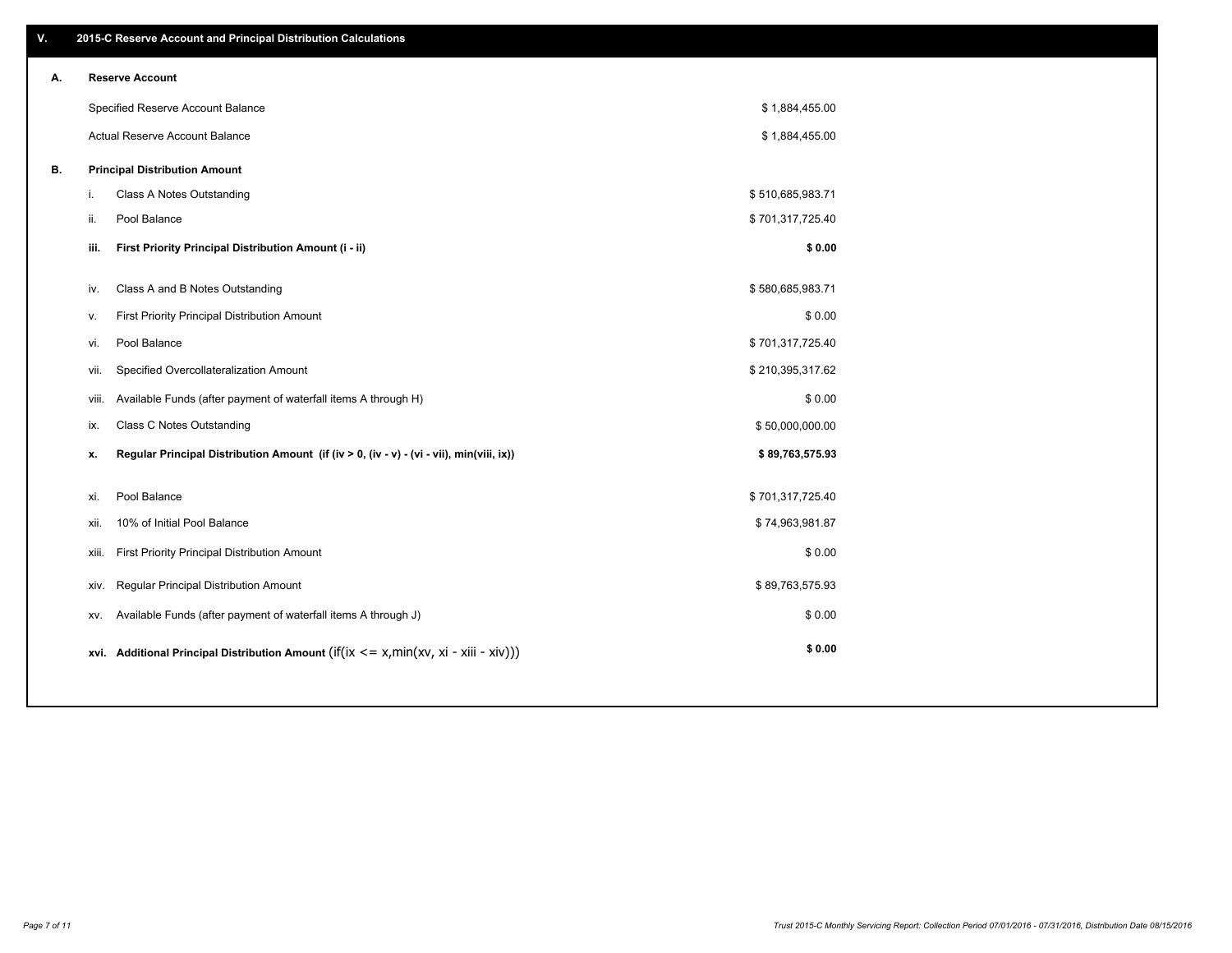## V. 2015-C Reserve Account and Principal Distribution Calculations

### A. Reserve Account

| | |
|---|---|
| Specified Reserve Account Balance | $ 1,884,455.00 |
| Actual Reserve Account Balance | $ 1,884,455.00 |

### B. Principal Distribution Amount

| | | |
|---|---|---|
| i. | Class A Notes Outstanding | $ 510,685,983.71 |
| ii. | Pool Balance | $ 701,317,725.40 |
| **iii.** | **First Priority Principal Distribution Amount (i - ii)** | **$ 0.00** |
| iv. | Class A and B Notes Outstanding | $ 580,685,983.71 |
| v. | First Priority Principal Distribution Amount | $ 0.00 |
| vi. | Pool Balance | $ 701,317,725.40 |
| vii. | Specified Overcollateralization Amount | $ 210,395,317.62 |
| viii. | Available Funds (after payment of waterfall items A through H) | $ 0.00 |
| ix. | Class C Notes Outstanding | $ 50,000,000.00 |
| **x.** | **Regular Principal Distribution Amount (if (iv > 0, (iv - v) - (vi - vii), min(viii, ix))** | **$ 89,763,575.93** |
| xi. | Pool Balance | $ 701,317,725.40 |
| xii. | 10% of Initial Pool Balance | $ 74,963,981.87 |
| xiii. | First Priority Principal Distribution Amount | $ 0.00 |
| xiv. | Regular Principal Distribution Amount | $ 89,763,575.93 |
| xv. | Available Funds (after payment of waterfall items A through J) | $ 0.00 |
| **xvi.** | **Additional Principal Distribution Amount** (if(ix <= x,min(xv, xi - xiii - xiv))) | **$ 0.00** |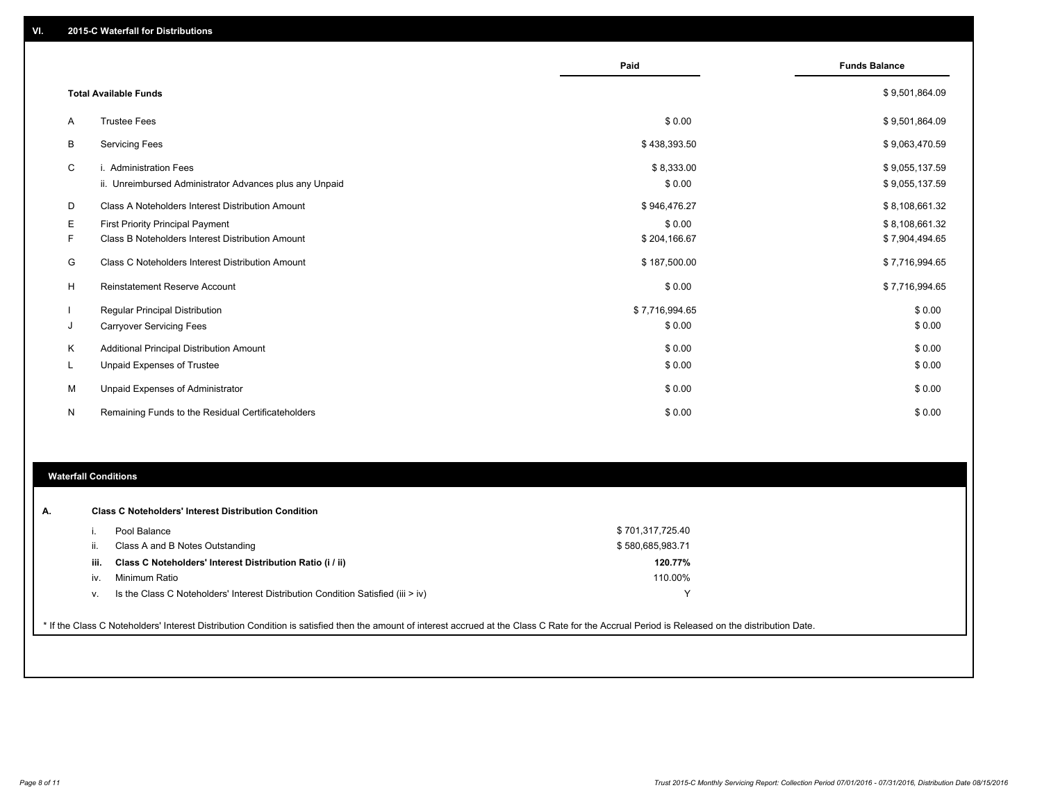## VI. 2015-C Waterfall for Distributions

| | | Paid | Funds Balance |
|---|---|---|---|
| | **Total Available Funds** | | $ 9,501,864.09 |
| A | Trustee Fees | $ 0.00 | $ 9,501,864.09 |
| B | Servicing Fees | $ 438,393.50 | $ 9,063,470.59 |
| C | i. Administration Fees | $ 8,333.00 | $ 9,055,137.59 |
| | ii. Unreimbursed Administrator Advances plus any Unpaid | $ 0.00 | $ 9,055,137.59 |
| D | Class A Noteholders Interest Distribution Amount | $ 946,476.27 | $ 8,108,661.32 |
| E | First Priority Principal Payment | $ 0.00 | $ 8,108,661.32 |
| F | Class B Noteholders Interest Distribution Amount | $ 204,166.67 | $ 7,904,494.65 |
| G | Class C Noteholders Interest Distribution Amount | $ 187,500.00 | $ 7,716,994.65 |
| H | Reinstatement Reserve Account | $ 0.00 | $ 7,716,994.65 |
| I | Regular Principal Distribution | $ 7,716,994.65 | $ 0.00 |
| J | Carryover Servicing Fees | $ 0.00 | $ 0.00 |
| K | Additional Principal Distribution Amount | $ 0.00 | $ 0.00 |
| L | Unpaid Expenses of Trustee | $ 0.00 | $ 0.00 |
| M | Unpaid Expenses of Administrator | $ 0.00 | $ 0.00 |
| N | Remaining Funds to the Residual Certificateholders | $ 0.00 | $ 0.00 |

### Waterfall Conditions

**A. Class C Noteholders' Interest Distribution Condition**

| | | |
|---|---|---|
| i. | Pool Balance | $ 701,317,725.40 |
| ii. | Class A and B Notes Outstanding | $ 580,685,983.71 |
| **iii.** | **Class C Noteholders' Interest Distribution Ratio (i / ii)** | **120.77%** |
| iv. | Minimum Ratio | 110.00% |
| v. | Is the Class C Noteholders' Interest Distribution Condition Satisfied (iii > iv) | Y |

* If the Class C Noteholders' Interest Distribution Condition is satisfied then the amount of interest accrued at the Class C Rate for the Accrual Period is Released on the distribution Date.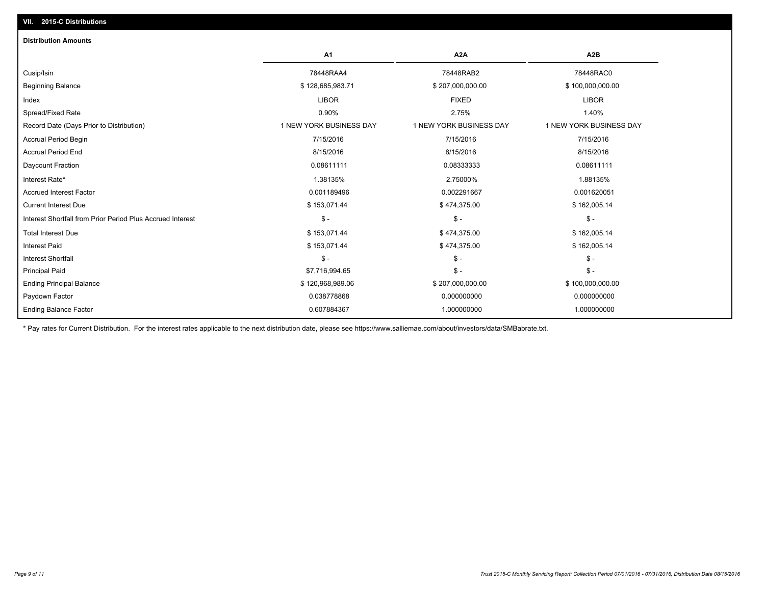## VII. 2015-C Distributions

### Distribution Amounts

| | A1 | A2A | A2B |
|---|---|---|---|
| Cusip/Isin | 78448RAA4 | 78448RAB2 | 78448RAC0 |
| Beginning Balance | $ 128,685,983.71 | $ 207,000,000.00 | $ 100,000,000.00 |
| Index | LIBOR | FIXED | LIBOR |
| Spread/Fixed Rate | 0.90% | 2.75% | 1.40% |
| Record Date (Days Prior to Distribution) | 1 NEW YORK BUSINESS DAY | 1 NEW YORK BUSINESS DAY | 1 NEW YORK BUSINESS DAY |
| Accrual Period Begin | 7/15/2016 | 7/15/2016 | 7/15/2016 |
| Accrual Period End | 8/15/2016 | 8/15/2016 | 8/15/2016 |
| Daycount Fraction | 0.08611111 | 0.08333333 | 0.08611111 |
| Interest Rate* | 1.38135% | 2.75000% | 1.88135% |
| Accrued Interest Factor | 0.001189496 | 0.002291667 | 0.001620051 |
| Current Interest Due | $ 153,071.44 | $ 474,375.00 | $ 162,005.14 |
| Interest Shortfall from Prior Period Plus Accrued Interest | $ - | $ - | $ - |
| Total Interest Due | $ 153,071.44 | $ 474,375.00 | $ 162,005.14 |
| Interest Paid | $ 153,071.44 | $ 474,375.00 | $ 162,005.14 |
| Interest Shortfall | $ - | $ - | $ - |
| Principal Paid | $7,716,994.65 | $ - | $ - |
| Ending Principal Balance | $ 120,968,989.06 | $ 207,000,000.00 | $ 100,000,000.00 |
| Paydown Factor | 0.038778868 | 0.000000000 | 0.000000000 |
| Ending Balance Factor | 0.607884367 | 1.000000000 | 1.000000000 |

* Pay rates for Current Distribution. For the interest rates applicable to the next distribution date, please see https://www.salliemae.com/about/investors/data/SMBabrate.txt.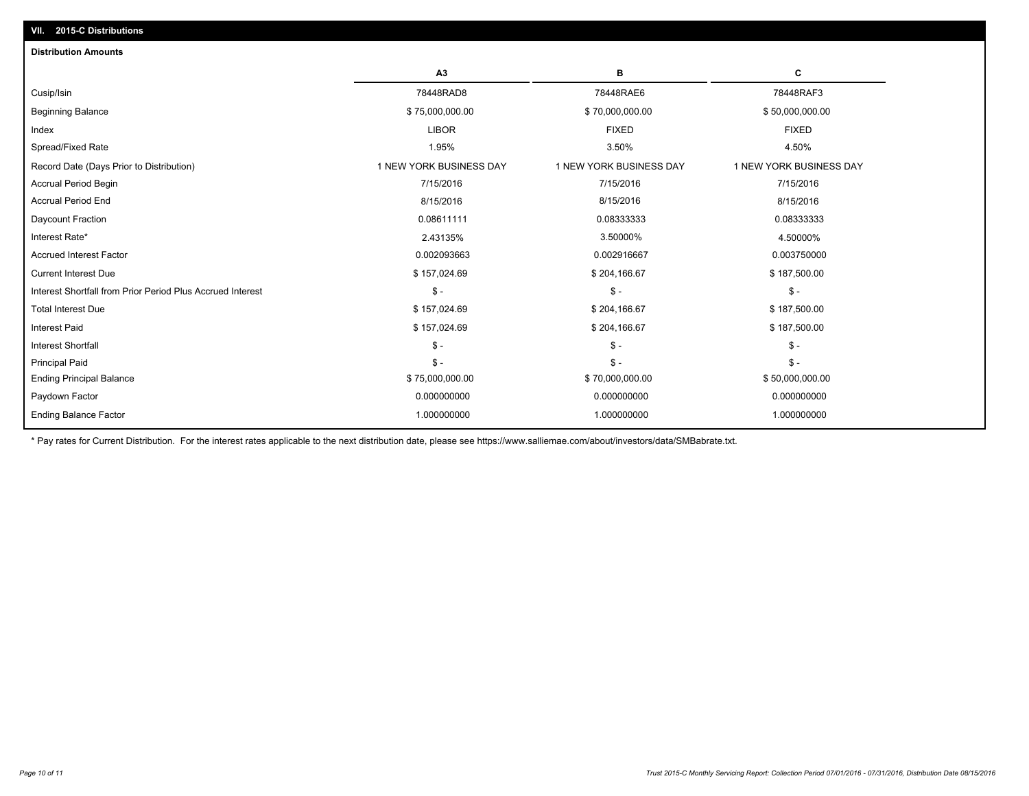## VII. 2015-C Distributions

### Distribution Amounts

| | A3 | B | C |
|---|---|---|---|
| Cusip/Isin | 78448RAD8 | 78448RAE6 | 78448RAF3 |
| Beginning Balance | $ 75,000,000.00 | $ 70,000,000.00 | $ 50,000,000.00 |
| Index | LIBOR | FIXED | FIXED |
| Spread/Fixed Rate | 1.95% | 3.50% | 4.50% |
| Record Date (Days Prior to Distribution) | 1 NEW YORK BUSINESS DAY | 1 NEW YORK BUSINESS DAY | 1 NEW YORK BUSINESS DAY |
| Accrual Period Begin | 7/15/2016 | 7/15/2016 | 7/15/2016 |
| Accrual Period End | 8/15/2016 | 8/15/2016 | 8/15/2016 |
| Daycount Fraction | 0.08611111 | 0.08333333 | 0.08333333 |
| Interest Rate* | 2.43135% | 3.50000% | 4.50000% |
| Accrued Interest Factor | 0.002093663 | 0.002916667 | 0.003750000 |
| Current Interest Due | $ 157,024.69 | $ 204,166.67 | $ 187,500.00 |
| Interest Shortfall from Prior Period Plus Accrued Interest | $ - | $ - | $ - |
| Total Interest Due | $ 157,024.69 | $ 204,166.67 | $ 187,500.00 |
| Interest Paid | $ 157,024.69 | $ 204,166.67 | $ 187,500.00 |
| Interest Shortfall | $ - | $ - | $ - |
| Principal Paid | $ - | $ - | $ - |
| Ending Principal Balance | $ 75,000,000.00 | $ 70,000,000.00 | $ 50,000,000.00 |
| Paydown Factor | 0.000000000 | 0.000000000 | 0.000000000 |
| Ending Balance Factor | 1.000000000 | 1.000000000 | 1.000000000 |

* Pay rates for Current Distribution. For the interest rates applicable to the next distribution date, please see https://www.salliemae.com/about/investors/data/SMBabrate.txt.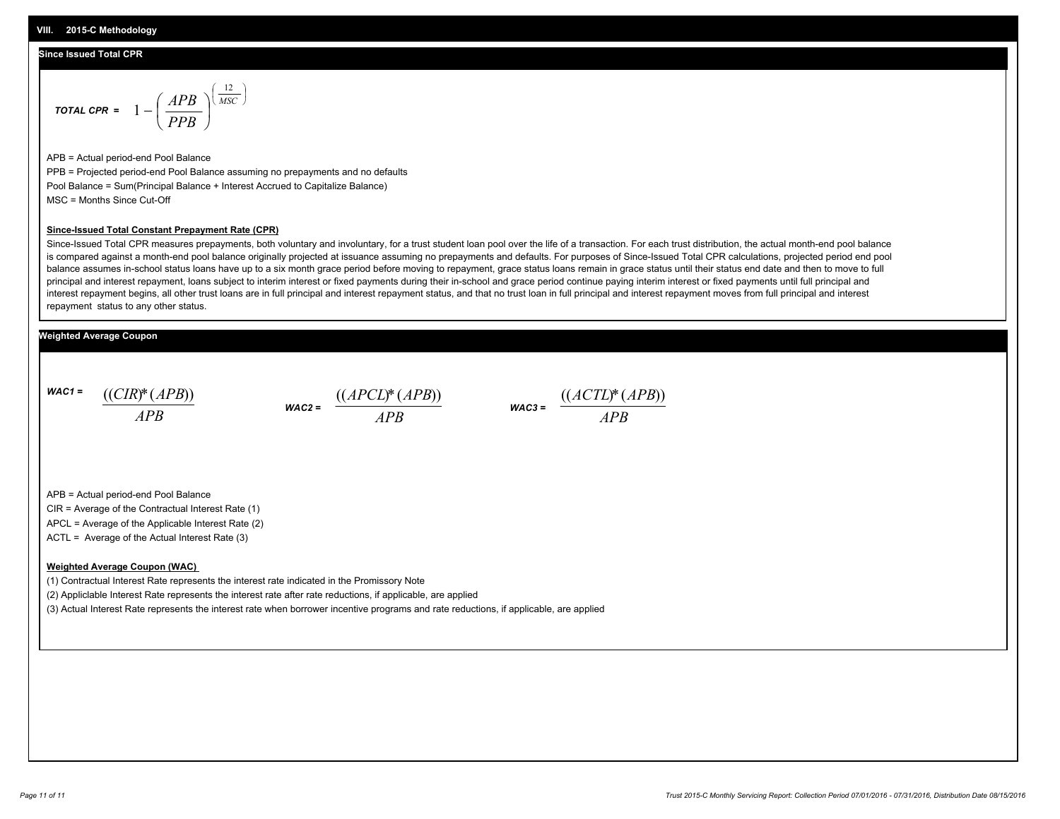## VIII. 2015-C Methodology

### Since Issued Total CPR

$$\textbf{TOTAL CPR} = 1 - \left( \frac{APB}{PPB} \right)^{\left( \frac{12}{MSC} \right)}$$

APB = Actual period-end Pool Balance

PPB = Projected period-end Pool Balance assuming no prepayments and no defaults

Pool Balance = Sum(Principal Balance + Interest Accrued to Capitalize Balance)

MSC = Months Since Cut-Off

**Since-Issued Total Constant Prepayment Rate (CPR)**

Since-Issued Total CPR measures prepayments, both voluntary and involuntary, for a trust student loan pool over the life of a transaction. For each trust distribution, the actual month-end pool balance is compared against a month-end pool balance originally projected at issuance assuming no prepayments and defaults. For purposes of Since-Issued Total CPR calculations, projected period end pool balance assumes in-school status loans have up to a six month grace period before moving to repayment, grace status loans remain in grace status until their status end date and then to move to full principal and interest repayment, loans subject to interim interest or fixed payments during their in-school and grace period continue paying interim interest or fixed payments until full principal and interest repayment begins, all other trust loans are in full principal and interest repayment status, and that no trust loan in full principal and interest repayment moves from full principal and interest repayment status to any other status.

### Weighted Average Coupon

$$\textbf{WAC1} = \frac{((CIR) * (APB))}{APB} \qquad \textbf{WAC2} = \frac{((APCL) * (APB))}{APB} \qquad \textbf{WAC3} = \frac{((ACTL) * (APB))}{APB}$$

APB = Actual period-end Pool Balance

CIR = Average of the Contractual Interest Rate (1)

APCL = Average of the Applicable Interest Rate (2)

ACTL = Average of the Actual Interest Rate (3)

**Weighted Average Coupon (WAC)**

(1) Contractual Interest Rate represents the interest rate indicated in the Promissory Note

(2) Appliclable Interest Rate represents the interest rate after rate reductions, if applicable, are applied

(3) Actual Interest Rate represents the interest rate when borrower incentive programs and rate reductions, if applicable, are applied